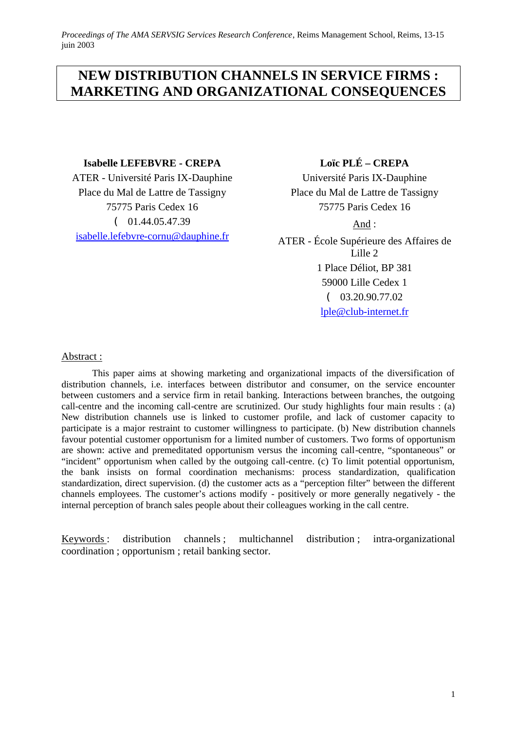*Proceedings of The AMA SERVSIG Services Research Conference*, Reims Management School, Reims, 13-15 juin 2003

# NEW DISTRIBUTION CHANNELS IN SERVICE FIRMS : MARKETING AND ORGANIZATIONAL CONSEQUENCES

**Isabelle LEFEBVRE - CREPA**
ATER - Université Paris IX-Dauphine
Place du Mal de Lattre de Tassigny
75775 Paris Cedex 16
( 01.44.05.47.39
isabelle.lefebvre-cornu@dauphine.fr

**Loïc PLÉ – CREPA**
Université Paris IX-Dauphine
Place du Mal de Lattre de Tassigny
75775 Paris Cedex 16
And :
ATER - École Supérieure des Affaires de Lille 2
1 Place Déliot, BP 381
59000 Lille Cedex 1
( 03.20.90.77.02
lple@club-internet.fr

Abstract :

This paper aims at showing marketing and organizational impacts of the diversification of distribution channels, i.e. interfaces between distributor and consumer, on the service encounter between customers and a service firm in retail banking. Interactions between branches, the outgoing call-centre and the incoming call-centre are scrutinized. Our study highlights four main results : (a) New distribution channels use is linked to customer profile, and lack of customer capacity to participate is a major restraint to customer willingness to participate. (b) New distribution channels favour potential customer opportunism for a limited number of customers. Two forms of opportunism are shown: active and premeditated opportunism versus the incoming call-centre, "spontaneous" or "incident" opportunism when called by the outgoing call-centre. (c) To limit potential opportunism, the bank insists on formal coordination mechanisms: process standardization, qualification standardization, direct supervision. (d) the customer acts as a "perception filter" between the different channels employees. The customer's actions modify - positively or more generally negatively - the internal perception of branch sales people about their colleagues working in the call centre.

Keywords : distribution channels ; multichannel distribution ; intra-organizational coordination ; opportunism ; retail banking sector.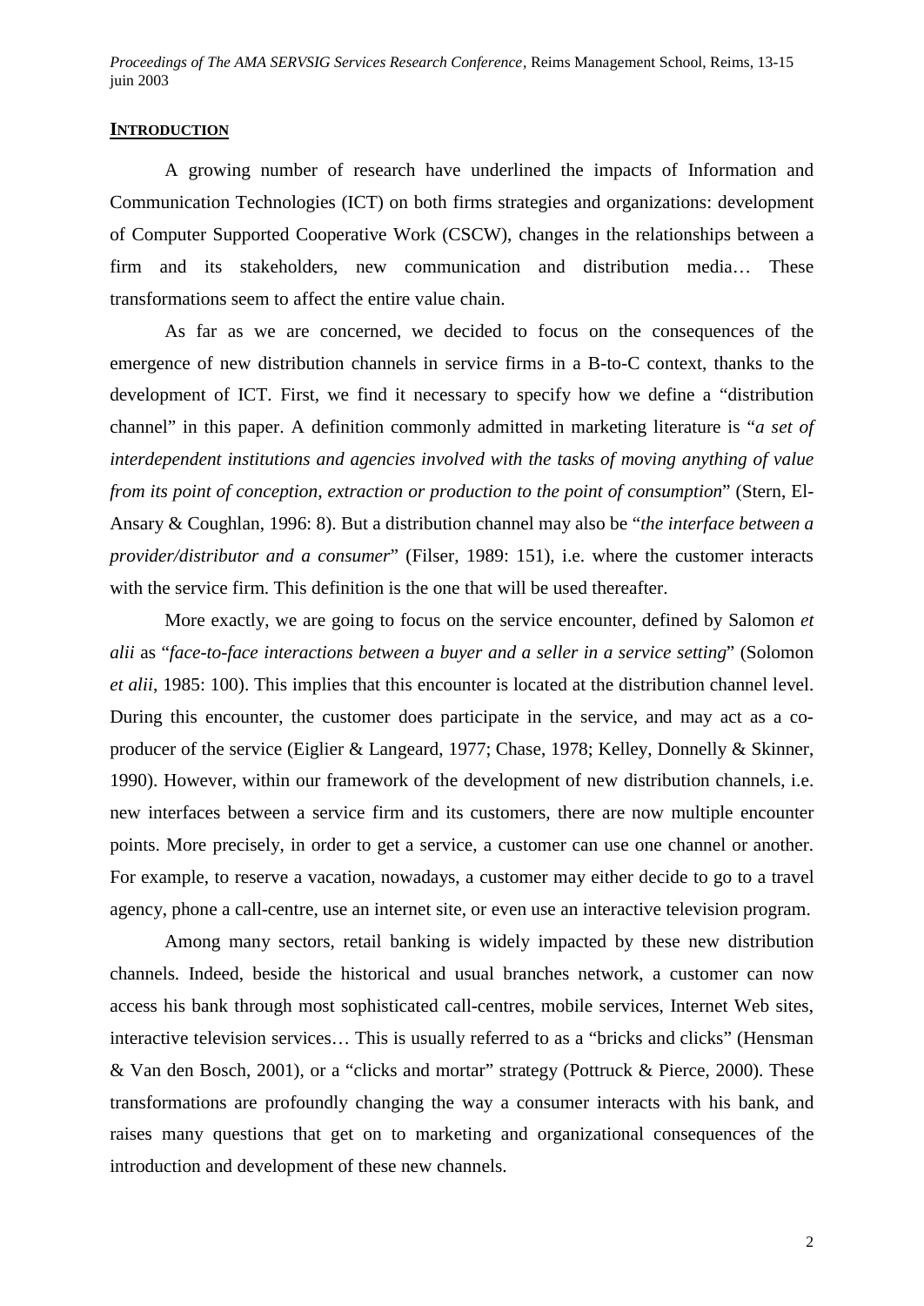## INTRODUCTION

A growing number of research have underlined the impacts of Information and Communication Technologies (ICT) on both firms strategies and organizations: development of Computer Supported Cooperative Work (CSCW), changes in the relationships between a firm and its stakeholders, new communication and distribution media… These transformations seem to affect the entire value chain.

As far as we are concerned, we decided to focus on the consequences of the emergence of new distribution channels in service firms in a B-to-C context, thanks to the development of ICT. First, we find it necessary to specify how we define a "distribution channel" in this paper. A definition commonly admitted in marketing literature is "*a set of interdependent institutions and agencies involved with the tasks of moving anything of value from its point of conception, extraction or production to the point of consumption*" (Stern, El-Ansary & Coughlan, 1996: 8). But a distribution channel may also be "*the interface between a provider/distributor and a consumer*" (Filser, 1989: 151), i.e. where the customer interacts with the service firm. This definition is the one that will be used thereafter.

More exactly, we are going to focus on the service encounter, defined by Salomon *et alii* as "*face-to-face interactions between a buyer and a seller in a service setting*" (Solomon *et alii*, 1985: 100). This implies that this encounter is located at the distribution channel level. During this encounter, the customer does participate in the service, and may act as a co-producer of the service (Eiglier & Langeard, 1977; Chase, 1978; Kelley, Donnelly & Skinner, 1990). However, within our framework of the development of new distribution channels, i.e. new interfaces between a service firm and its customers, there are now multiple encounter points. More precisely, in order to get a service, a customer can use one channel or another. For example, to reserve a vacation, nowadays, a customer may either decide to go to a travel agency, phone a call-centre, use an internet site, or even use an interactive television program.

Among many sectors, retail banking is widely impacted by these new distribution channels. Indeed, beside the historical and usual branches network, a customer can now access his bank through most sophisticated call-centres, mobile services, Internet Web sites, interactive television services… This is usually referred to as a "bricks and clicks" (Hensman & Van den Bosch, 2001), or a "clicks and mortar" strategy (Pottruck & Pierce, 2000). These transformations are profoundly changing the way a consumer interacts with his bank, and raises many questions that get on to marketing and organizational consequences of the introduction and development of these new channels.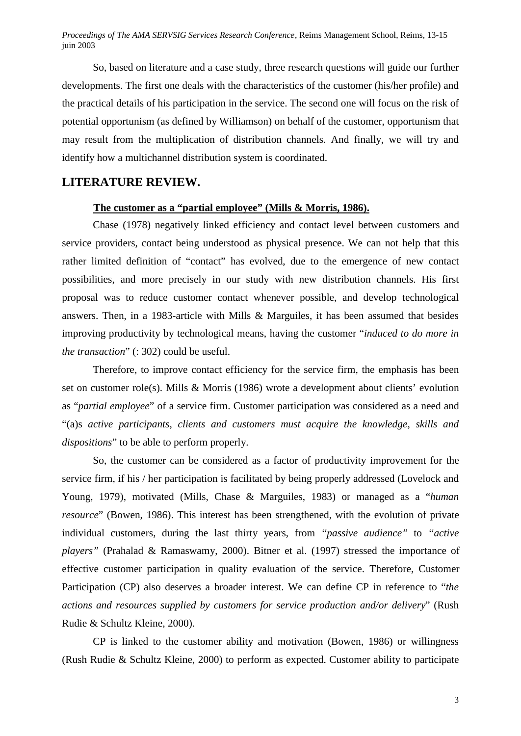So, based on literature and a case study, three research questions will guide our further developments. The first one deals with the characteristics of the customer (his/her profile) and the practical details of his participation in the service. The second one will focus on the risk of potential opportunism (as defined by Williamson) on behalf of the customer, opportunism that may result from the multiplication of distribution channels. And finally, we will try and identify how a multichannel distribution system is coordinated.

## LITERATURE REVIEW.

### The customer as a "partial employee" (Mills & Morris, 1986).

Chase (1978) negatively linked efficiency and contact level between customers and service providers, contact being understood as physical presence. We can not help that this rather limited definition of "contact" has evolved, due to the emergence of new contact possibilities, and more precisely in our study with new distribution channels. His first proposal was to reduce customer contact whenever possible, and develop technological answers. Then, in a 1983-article with Mills & Marguiles, it has been assumed that besides improving productivity by technological means, having the customer "*induced to do more in the transaction*" (: 302) could be useful.

Therefore, to improve contact efficiency for the service firm, the emphasis has been set on customer role(s). Mills & Morris (1986) wrote a development about clients' evolution as "*partial employee*" of a service firm. Customer participation was considered as a need and "(a)s *active participants, clients and customers must acquire the knowledge, skills and dispositions*" to be able to perform properly.

So, the customer can be considered as a factor of productivity improvement for the service firm, if his / her participation is facilitated by being properly addressed (Lovelock and Young, 1979), motivated (Mills, Chase & Marguiles, 1983) or managed as a "*human resource*" (Bowen, 1986). This interest has been strengthened, with the evolution of private individual customers, during the last thirty years, from *"passive audience"* to *"active players"* (Prahalad & Ramaswamy, 2000). Bitner et al. (1997) stressed the importance of effective customer participation in quality evaluation of the service. Therefore, Customer Participation (CP) also deserves a broader interest. We can define CP in reference to "*the actions and resources supplied by customers for service production and/or delivery*" (Rush Rudie & Schultz Kleine, 2000).

CP is linked to the customer ability and motivation (Bowen, 1986) or willingness (Rush Rudie & Schultz Kleine, 2000) to perform as expected. Customer ability to participate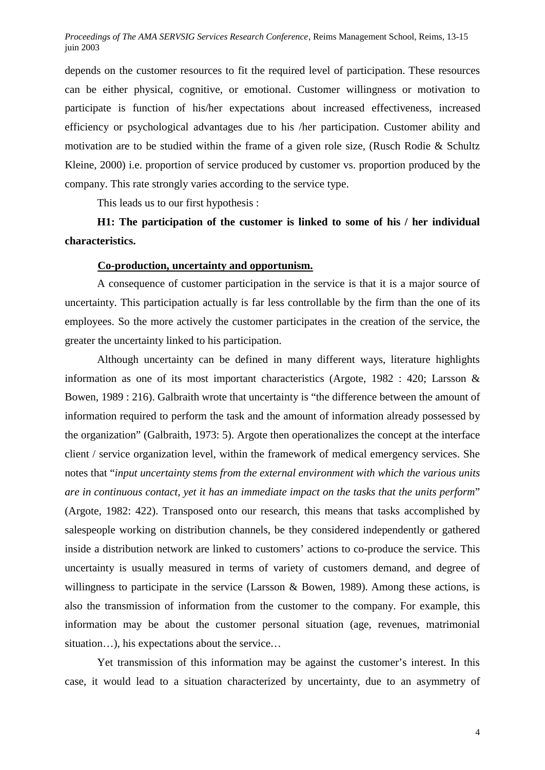depends on the customer resources to fit the required level of participation. These resources can be either physical, cognitive, or emotional. Customer willingness or motivation to participate is function of his/her expectations about increased effectiveness, increased efficiency or psychological advantages due to his /her participation. Customer ability and motivation are to be studied within the frame of a given role size, (Rusch Rodie & Schultz Kleine, 2000) i.e. proportion of service produced by customer vs. proportion produced by the company. This rate strongly varies according to the service type.

This leads us to our first hypothesis :

**H1: The participation of the customer is linked to some of his / her individual characteristics.**

**Co-production, uncertainty and opportunism.**

A consequence of customer participation in the service is that it is a major source of uncertainty. This participation actually is far less controllable by the firm than the one of its employees. So the more actively the customer participates in the creation of the service, the greater the uncertainty linked to his participation.

Although uncertainty can be defined in many different ways, literature highlights information as one of its most important characteristics (Argote, 1982 : 420; Larsson & Bowen, 1989 : 216). Galbraith wrote that uncertainty is "the difference between the amount of information required to perform the task and the amount of information already possessed by the organization" (Galbraith, 1973: 5). Argote then operationalizes the concept at the interface client / service organization level, within the framework of medical emergency services. She notes that "*input uncertainty stems from the external environment with which the various units are in continuous contact, yet it has an immediate impact on the tasks that the units perform*" (Argote, 1982: 422). Transposed onto our research, this means that tasks accomplished by salespeople working on distribution channels, be they considered independently or gathered inside a distribution network are linked to customers' actions to co-produce the service. This uncertainty is usually measured in terms of variety of customers demand, and degree of willingness to participate in the service (Larsson & Bowen, 1989). Among these actions, is also the transmission of information from the customer to the company. For example, this information may be about the customer personal situation (age, revenues, matrimonial situation…), his expectations about the service…

Yet transmission of this information may be against the customer's interest. In this case, it would lead to a situation characterized by uncertainty, due to an asymmetry of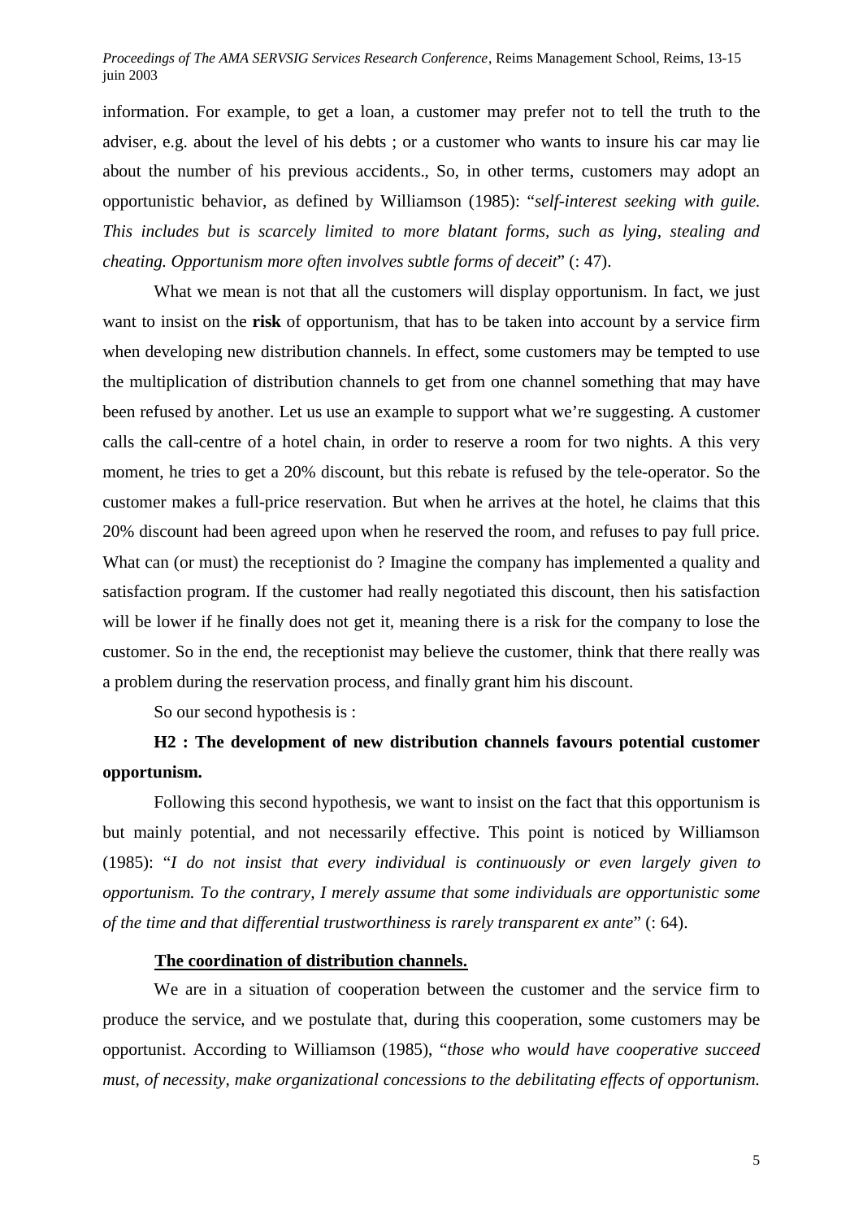information. For example, to get a loan, a customer may prefer not to tell the truth to the adviser, e.g. about the level of his debts ; or a customer who wants to insure his car may lie about the number of his previous accidents., So, in other terms, customers may adopt an opportunistic behavior, as defined by Williamson (1985): "*self-interest seeking with guile. This includes but is scarcely limited to more blatant forms, such as lying, stealing and cheating. Opportunism more often involves subtle forms of deceit*" (: 47).

What we mean is not that all the customers will display opportunism. In fact, we just want to insist on the **risk** of opportunism, that has to be taken into account by a service firm when developing new distribution channels. In effect, some customers may be tempted to use the multiplication of distribution channels to get from one channel something that may have been refused by another. Let us use an example to support what we're suggesting. A customer calls the call-centre of a hotel chain, in order to reserve a room for two nights. A this very moment, he tries to get a 20% discount, but this rebate is refused by the tele-operator. So the customer makes a full-price reservation. But when he arrives at the hotel, he claims that this 20% discount had been agreed upon when he reserved the room, and refuses to pay full price. What can (or must) the receptionist do ? Imagine the company has implemented a quality and satisfaction program. If the customer had really negotiated this discount, then his satisfaction will be lower if he finally does not get it, meaning there is a risk for the company to lose the customer. So in the end, the receptionist may believe the customer, think that there really was a problem during the reservation process, and finally grant him his discount.

So our second hypothesis is :

**H2 : The development of new distribution channels favours potential customer opportunism.**

Following this second hypothesis, we want to insist on the fact that this opportunism is but mainly potential, and not necessarily effective. This point is noticed by Williamson (1985): "*I do not insist that every individual is continuously or even largely given to opportunism. To the contrary, I merely assume that some individuals are opportunistic some of the time and that differential trustworthiness is rarely transparent ex ante*" (: 64).

### The coordination of distribution channels.

We are in a situation of cooperation between the customer and the service firm to produce the service, and we postulate that, during this cooperation, some customers may be opportunist. According to Williamson (1985), "*those who would have cooperative succeed must, of necessity, make organizational concessions to the debilitating effects of opportunism.*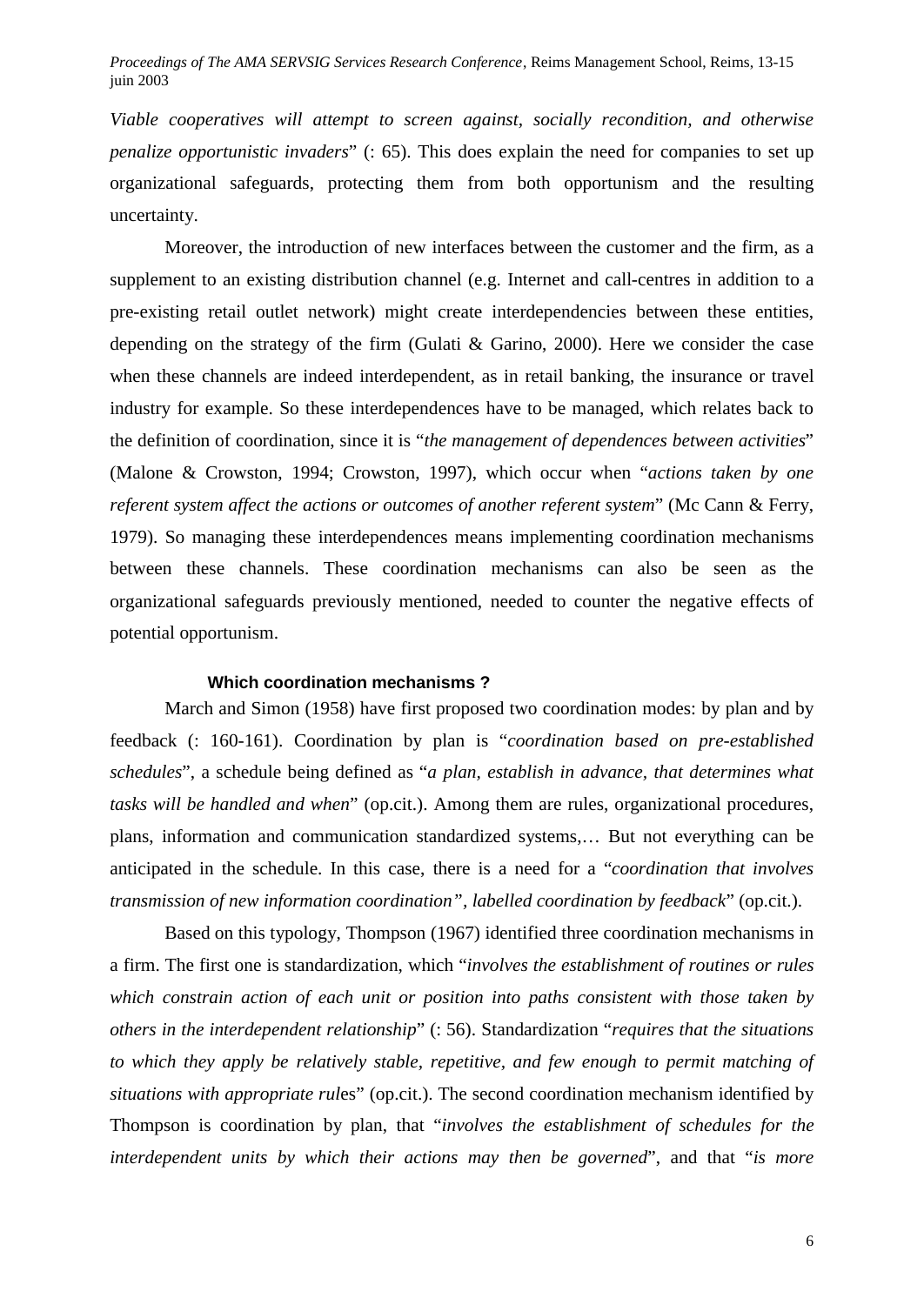*Viable cooperatives will attempt to screen against, socially recondition, and otherwise penalize opportunistic invaders*" (: 65). This does explain the need for companies to set up organizational safeguards, protecting them from both opportunism and the resulting uncertainty.

Moreover, the introduction of new interfaces between the customer and the firm, as a supplement to an existing distribution channel (e.g. Internet and call-centres in addition to a pre-existing retail outlet network) might create interdependencies between these entities, depending on the strategy of the firm (Gulati & Garino, 2000). Here we consider the case when these channels are indeed interdependent, as in retail banking, the insurance or travel industry for example. So these interdependences have to be managed, which relates back to the definition of coordination, since it is "*the management of dependences between activities*" (Malone & Crowston, 1994; Crowston, 1997), which occur when "*actions taken by one referent system affect the actions or outcomes of another referent system*" (Mc Cann & Ferry, 1979). So managing these interdependences means implementing coordination mechanisms between these channels. These coordination mechanisms can also be seen as the organizational safeguards previously mentioned, needed to counter the negative effects of potential opportunism.

### Which coordination mechanisms ?

March and Simon (1958) have first proposed two coordination modes: by plan and by feedback (: 160-161). Coordination by plan is "*coordination based on pre-established schedules*", a schedule being defined as "*a plan, establish in advance, that determines what tasks will be handled and when*" (op.cit.). Among them are rules, organizational procedures, plans, information and communication standardized systems,… But not everything can be anticipated in the schedule. In this case, there is a need for a "*coordination that involves transmission of new information coordination", labelled coordination by feedback*" (op.cit.).

Based on this typology, Thompson (1967) identified three coordination mechanisms in a firm. The first one is standardization, which "*involves the establishment of routines or rules which constrain action of each unit or position into paths consistent with those taken by others in the interdependent relationship*" (: 56). Standardization "*requires that the situations to which they apply be relatively stable, repetitive, and few enough to permit matching of situations with appropriate rul*es" (op.cit.). The second coordination mechanism identified by Thompson is coordination by plan, that "*involves the establishment of schedules for the interdependent units by which their actions may then be governed*", and that "*is more*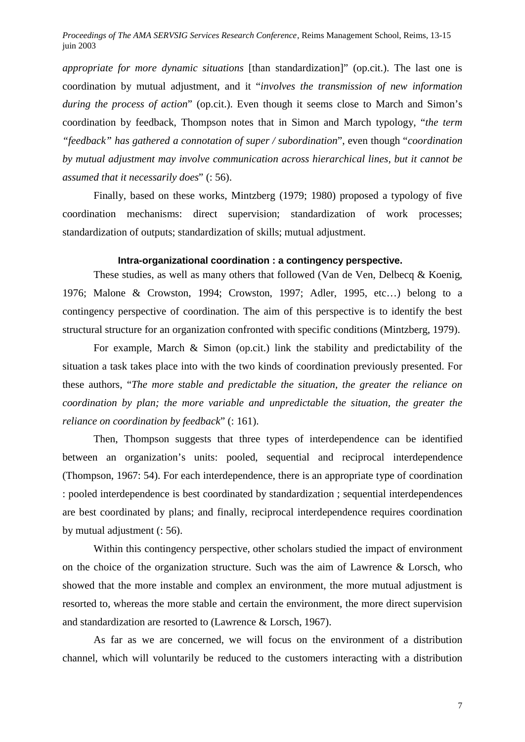*appropriate for more dynamic situations* [than standardization]" (op.cit.). The last one is coordination by mutual adjustment, and it "*involves the transmission of new information during the process of action*" (op.cit.). Even though it seems close to March and Simon's coordination by feedback, Thompson notes that in Simon and March typology, "*the term "feedback" has gathered a connotation of super / subordination*", even though "*coordination by mutual adjustment may involve communication across hierarchical lines, but it cannot be assumed that it necessarily does*" (: 56).

Finally, based on these works, Mintzberg (1979; 1980) proposed a typology of five coordination mechanisms: direct supervision; standardization of work processes; standardization of outputs; standardization of skills; mutual adjustment.

### Intra-organizational coordination : a contingency perspective.

These studies, as well as many others that followed (Van de Ven, Delbecq & Koenig, 1976; Malone & Crowston, 1994; Crowston, 1997; Adler, 1995, etc…) belong to a contingency perspective of coordination. The aim of this perspective is to identify the best structural structure for an organization confronted with specific conditions (Mintzberg, 1979).

For example, March & Simon (op.cit.) link the stability and predictability of the situation a task takes place into with the two kinds of coordination previously presented. For these authors, "*The more stable and predictable the situation, the greater the reliance on coordination by plan; the more variable and unpredictable the situation, the greater the reliance on coordination by feedback*" (: 161).

Then, Thompson suggests that three types of interdependence can be identified between an organization's units: pooled, sequential and reciprocal interdependence (Thompson, 1967: 54). For each interdependence, there is an appropriate type of coordination : pooled interdependence is best coordinated by standardization ; sequential interdependences are best coordinated by plans; and finally, reciprocal interdependence requires coordination by mutual adjustment (: 56).

Within this contingency perspective, other scholars studied the impact of environment on the choice of the organization structure. Such was the aim of Lawrence & Lorsch, who showed that the more instable and complex an environment, the more mutual adjustment is resorted to, whereas the more stable and certain the environment, the more direct supervision and standardization are resorted to (Lawrence & Lorsch, 1967).

As far as we are concerned, we will focus on the environment of a distribution channel, which will voluntarily be reduced to the customers interacting with a distribution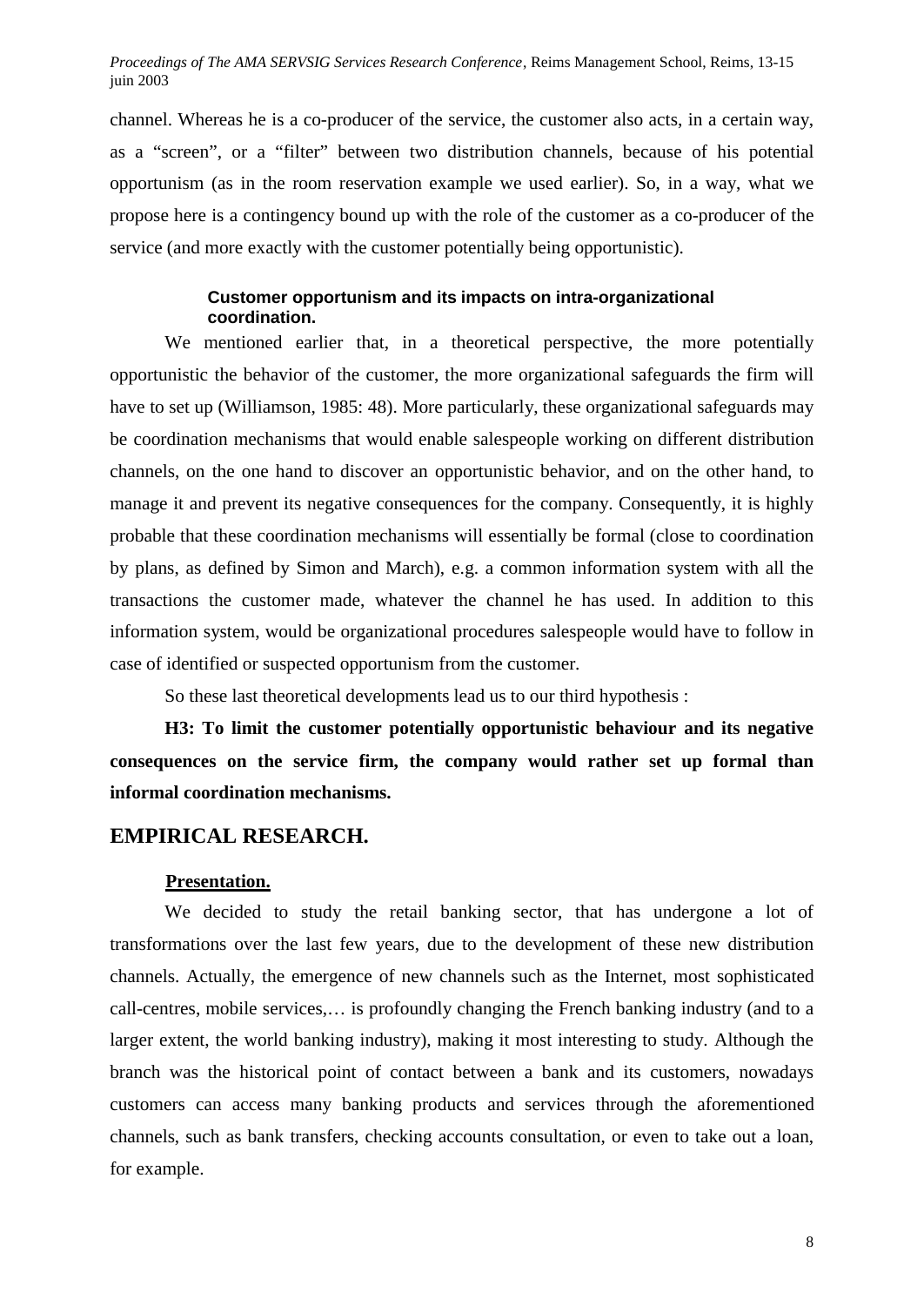channel. Whereas he is a co-producer of the service, the customer also acts, in a certain way, as a "screen", or a "filter" between two distribution channels, because of his potential opportunism (as in the room reservation example we used earlier). So, in a way, what we propose here is a contingency bound up with the role of the customer as a co-producer of the service (and more exactly with the customer potentially being opportunistic).

#### Customer opportunism and its impacts on intra-organizational coordination.

We mentioned earlier that, in a theoretical perspective, the more potentially opportunistic the behavior of the customer, the more organizational safeguards the firm will have to set up (Williamson, 1985: 48). More particularly, these organizational safeguards may be coordination mechanisms that would enable salespeople working on different distribution channels, on the one hand to discover an opportunistic behavior, and on the other hand, to manage it and prevent its negative consequences for the company. Consequently, it is highly probable that these coordination mechanisms will essentially be formal (close to coordination by plans, as defined by Simon and March), e.g. a common information system with all the transactions the customer made, whatever the channel he has used. In addition to this information system, would be organizational procedures salespeople would have to follow in case of identified or suspected opportunism from the customer.

So these last theoretical developments lead us to our third hypothesis :

**H3: To limit the customer potentially opportunistic behaviour and its negative consequences on the service firm, the company would rather set up formal than informal coordination mechanisms.**

## EMPIRICAL RESEARCH.

### Presentation.

We decided to study the retail banking sector, that has undergone a lot of transformations over the last few years, due to the development of these new distribution channels. Actually, the emergence of new channels such as the Internet, most sophisticated call-centres, mobile services,… is profoundly changing the French banking industry (and to a larger extent, the world banking industry), making it most interesting to study. Although the branch was the historical point of contact between a bank and its customers, nowadays customers can access many banking products and services through the aforementioned channels, such as bank transfers, checking accounts consultation, or even to take out a loan, for example.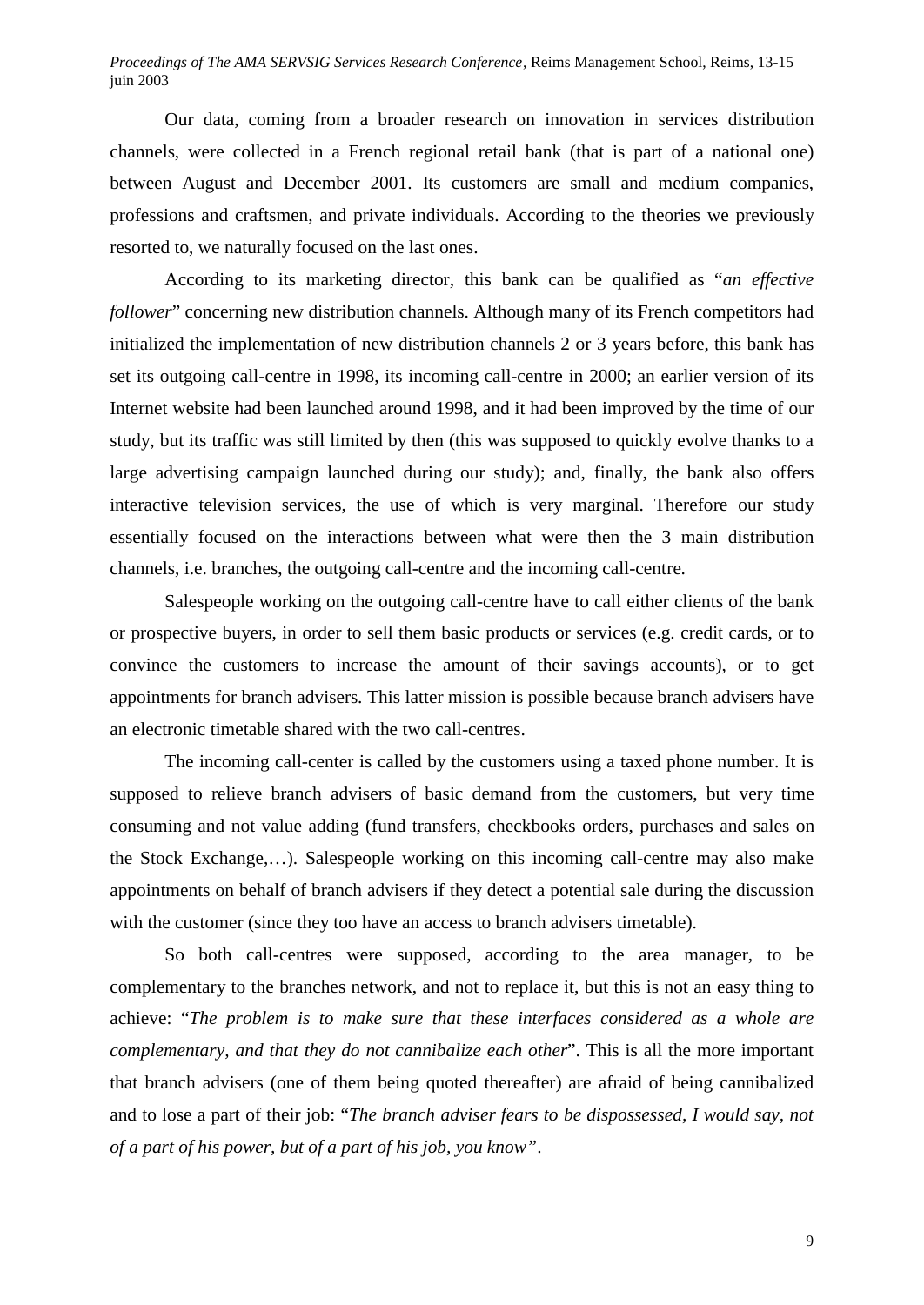Our data, coming from a broader research on innovation in services distribution channels, were collected in a French regional retail bank (that is part of a national one) between August and December 2001. Its customers are small and medium companies, professions and craftsmen, and private individuals. According to the theories we previously resorted to, we naturally focused on the last ones.

According to its marketing director, this bank can be qualified as "*an effective follower*" concerning new distribution channels. Although many of its French competitors had initialized the implementation of new distribution channels 2 or 3 years before, this bank has set its outgoing call-centre in 1998, its incoming call-centre in 2000; an earlier version of its Internet website had been launched around 1998, and it had been improved by the time of our study, but its traffic was still limited by then (this was supposed to quickly evolve thanks to a large advertising campaign launched during our study); and, finally, the bank also offers interactive television services, the use of which is very marginal. Therefore our study essentially focused on the interactions between what were then the 3 main distribution channels, i.e. branches, the outgoing call-centre and the incoming call-centre.

Salespeople working on the outgoing call-centre have to call either clients of the bank or prospective buyers, in order to sell them basic products or services (e.g. credit cards, or to convince the customers to increase the amount of their savings accounts), or to get appointments for branch advisers. This latter mission is possible because branch advisers have an electronic timetable shared with the two call-centres.

The incoming call-center is called by the customers using a taxed phone number. It is supposed to relieve branch advisers of basic demand from the customers, but very time consuming and not value adding (fund transfers, checkbooks orders, purchases and sales on the Stock Exchange,…). Salespeople working on this incoming call-centre may also make appointments on behalf of branch advisers if they detect a potential sale during the discussion with the customer (since they too have an access to branch advisers timetable).

So both call-centres were supposed, according to the area manager, to be complementary to the branches network, and not to replace it, but this is not an easy thing to achieve: "*The problem is to make sure that these interfaces considered as a whole are complementary, and that they do not cannibalize each other*". This is all the more important that branch advisers (one of them being quoted thereafter) are afraid of being cannibalized and to lose a part of their job: "*The branch adviser fears to be dispossessed, I would say, not of a part of his power, but of a part of his job, you know*".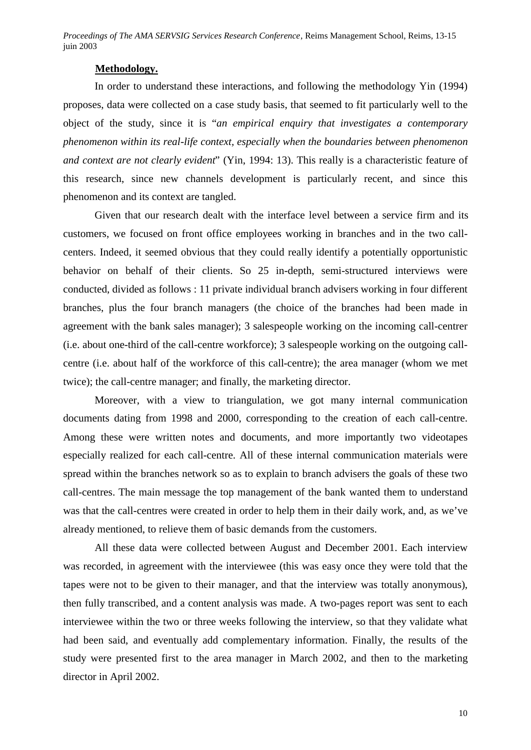**Methodology.**

In order to understand these interactions, and following the methodology Yin (1994) proposes, data were collected on a case study basis, that seemed to fit particularly well to the object of the study, since it is "*an empirical enquiry that investigates a contemporary phenomenon within its real-life context, especially when the boundaries between phenomenon and context are not clearly evident*" (Yin, 1994: 13). This really is a characteristic feature of this research, since new channels development is particularly recent, and since this phenomenon and its context are tangled.

Given that our research dealt with the interface level between a service firm and its customers, we focused on front office employees working in branches and in the two call-centers. Indeed, it seemed obvious that they could really identify a potentially opportunistic behavior on behalf of their clients. So 25 in-depth, semi-structured interviews were conducted, divided as follows : 11 private individual branch advisers working in four different branches, plus the four branch managers (the choice of the branches had been made in agreement with the bank sales manager); 3 salespeople working on the incoming call-centrer (i.e. about one-third of the call-centre workforce); 3 salespeople working on the outgoing call-centre (i.e. about half of the workforce of this call-centre); the area manager (whom we met twice); the call-centre manager; and finally, the marketing director.

Moreover, with a view to triangulation, we got many internal communication documents dating from 1998 and 2000, corresponding to the creation of each call-centre. Among these were written notes and documents, and more importantly two videotapes especially realized for each call-centre. All of these internal communication materials were spread within the branches network so as to explain to branch advisers the goals of these two call-centres. The main message the top management of the bank wanted them to understand was that the call-centres were created in order to help them in their daily work, and, as we've already mentioned, to relieve them of basic demands from the customers.

All these data were collected between August and December 2001. Each interview was recorded, in agreement with the interviewee (this was easy once they were told that the tapes were not to be given to their manager, and that the interview was totally anonymous), then fully transcribed, and a content analysis was made. A two-pages report was sent to each interviewee within the two or three weeks following the interview, so that they validate what had been said, and eventually add complementary information. Finally, the results of the study were presented first to the area manager in March 2002, and then to the marketing director in April 2002.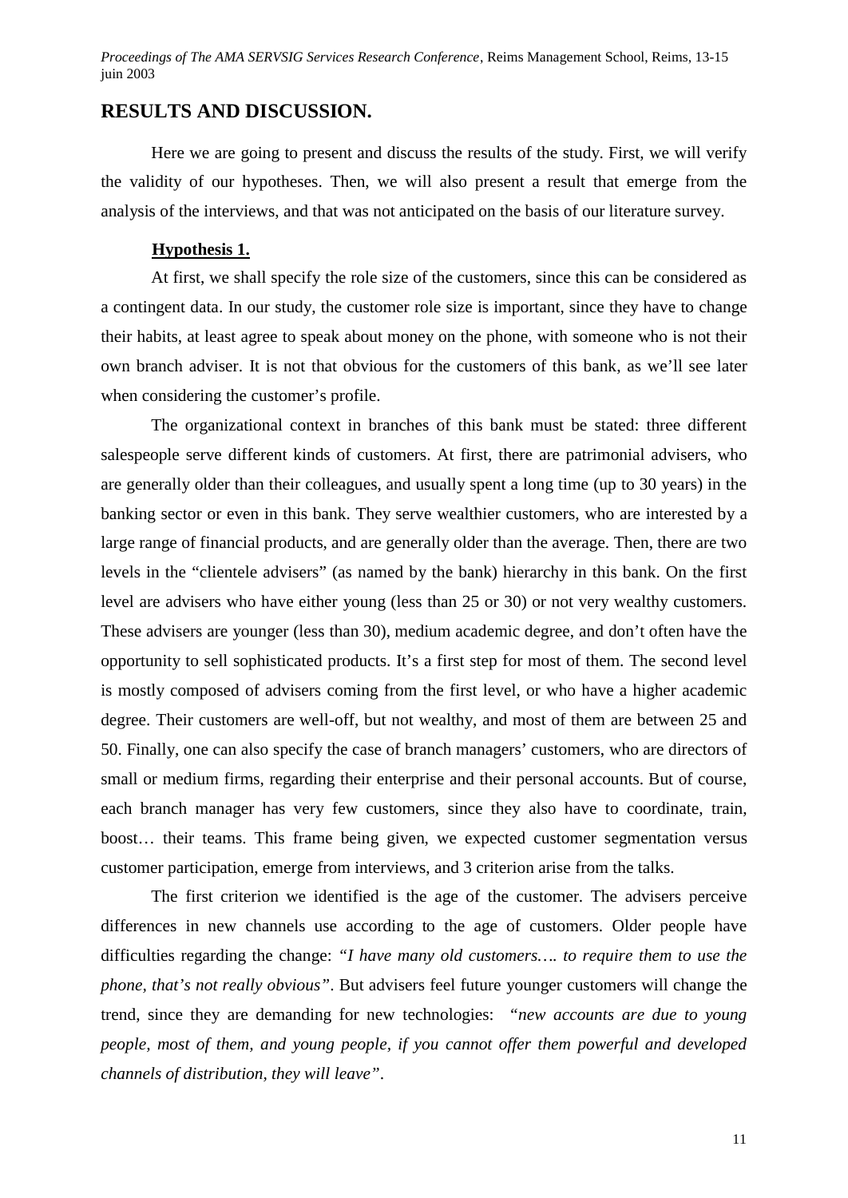## RESULTS AND DISCUSSION.

Here we are going to present and discuss the results of the study. First, we will verify the validity of our hypotheses. Then, we will also present a result that emerge from the analysis of the interviews, and that was not anticipated on the basis of our literature survey.

### Hypothesis 1.

At first, we shall specify the role size of the customers, since this can be considered as a contingent data. In our study, the customer role size is important, since they have to change their habits, at least agree to speak about money on the phone, with someone who is not their own branch adviser. It is not that obvious for the customers of this bank, as we'll see later when considering the customer's profile.

The organizational context in branches of this bank must be stated: three different salespeople serve different kinds of customers. At first, there are patrimonial advisers, who are generally older than their colleagues, and usually spent a long time (up to 30 years) in the banking sector or even in this bank. They serve wealthier customers, who are interested by a large range of financial products, and are generally older than the average. Then, there are two levels in the "clientele advisers" (as named by the bank) hierarchy in this bank. On the first level are advisers who have either young (less than 25 or 30) or not very wealthy customers. These advisers are younger (less than 30), medium academic degree, and don't often have the opportunity to sell sophisticated products. It's a first step for most of them. The second level is mostly composed of advisers coming from the first level, or who have a higher academic degree. Their customers are well-off, but not wealthy, and most of them are between 25 and 50. Finally, one can also specify the case of branch managers' customers, who are directors of small or medium firms, regarding their enterprise and their personal accounts. But of course, each branch manager has very few customers, since they also have to coordinate, train, boost… their teams. This frame being given, we expected customer segmentation versus customer participation, emerge from interviews, and 3 criterion arise from the talks.

The first criterion we identified is the age of the customer. The advisers perceive differences in new channels use according to the age of customers. Older people have difficulties regarding the change: *"I have many old customers…. to require them to use the phone, that's not really obvious"*. But advisers feel future younger customers will change the trend, since they are demanding for new technologies: *"new accounts are due to young people, most of them, and young people, if you cannot offer them powerful and developed channels of distribution, they will leave"*.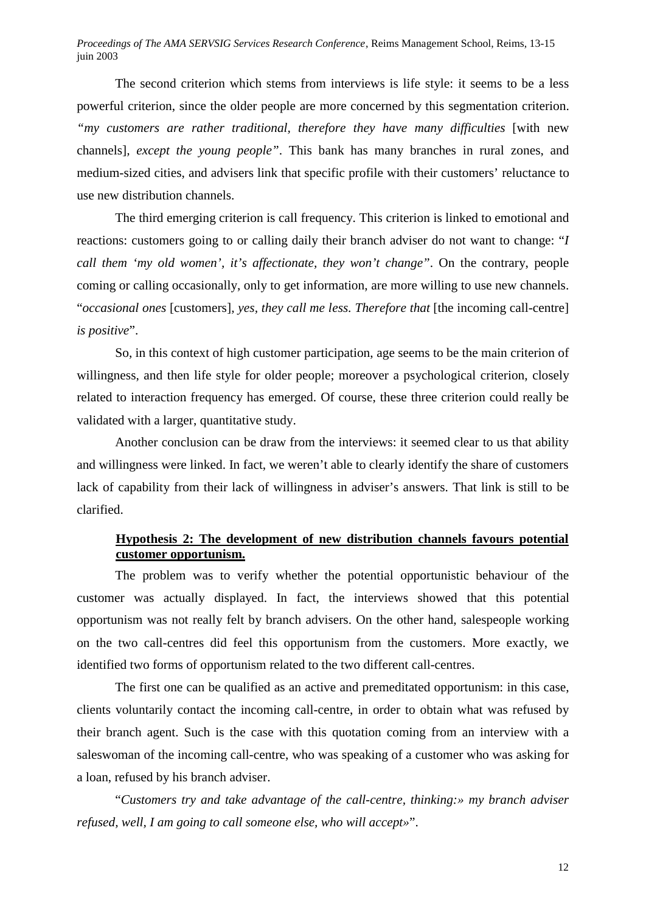The second criterion which stems from interviews is life style: it seems to be a less powerful criterion, since the older people are more concerned by this segmentation criterion. *"my customers are rather traditional, therefore they have many difficulties* [with new channels], *except the young people"*. This bank has many branches in rural zones, and medium-sized cities, and advisers link that specific profile with their customers' reluctance to use new distribution channels.

The third emerging criterion is call frequency. This criterion is linked to emotional and reactions: customers going to or calling daily their branch adviser do not want to change: "*I call them 'my old women', it's affectionate, they won't change*". On the contrary, people coming or calling occasionally, only to get information, are more willing to use new channels. "*occasional ones* [customers]*, yes, they call me less. Therefore that* [the incoming call-centre] *is positive*".

So, in this context of high customer participation, age seems to be the main criterion of willingness, and then life style for older people; moreover a psychological criterion, closely related to interaction frequency has emerged. Of course, these three criterion could really be validated with a larger, quantitative study.

Another conclusion can be draw from the interviews: it seemed clear to us that ability and willingness were linked. In fact, we weren't able to clearly identify the share of customers lack of capability from their lack of willingness in adviser's answers. That link is still to be clarified.

**Hypothesis 2: The development of new distribution channels favours potential customer opportunism.**

The problem was to verify whether the potential opportunistic behaviour of the customer was actually displayed. In fact, the interviews showed that this potential opportunism was not really felt by branch advisers. On the other hand, salespeople working on the two call-centres did feel this opportunism from the customers. More exactly, we identified two forms of opportunism related to the two different call-centres.

The first one can be qualified as an active and premeditated opportunism: in this case, clients voluntarily contact the incoming call-centre, in order to obtain what was refused by their branch agent. Such is the case with this quotation coming from an interview with a saleswoman of the incoming call-centre, who was speaking of a customer who was asking for a loan, refused by his branch adviser.

"*Customers try and take advantage of the call-centre, thinking:» my branch adviser refused, well, I am going to call someone else, who will accept»*".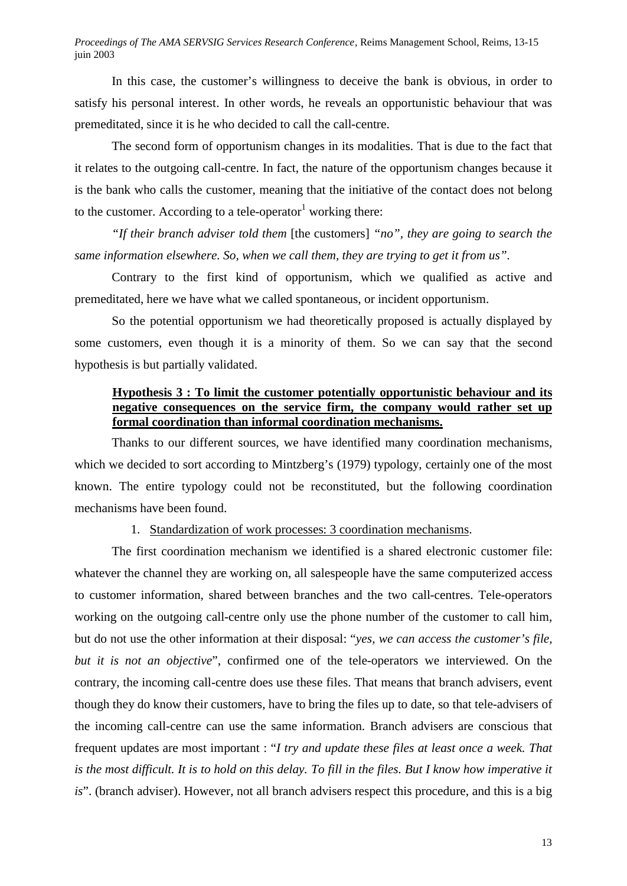In this case, the customer's willingness to deceive the bank is obvious, in order to satisfy his personal interest. In other words, he reveals an opportunistic behaviour that was premeditated, since it is he who decided to call the call-centre.

The second form of opportunism changes in its modalities. That is due to the fact that it relates to the outgoing call-centre. In fact, the nature of the opportunism changes because it is the bank who calls the customer, meaning that the initiative of the contact does not belong to the customer. According to a tele-operator[1] working there:

*"If their branch adviser told them* [the customers] *"no", they are going to search the same information elsewhere. So, when we call them, they are trying to get it from us".*

Contrary to the first kind of opportunism, which we qualified as active and premeditated, here we have what we called spontaneous, or incident opportunism.

So the potential opportunism we had theoretically proposed is actually displayed by some customers, even though it is a minority of them. So we can say that the second hypothesis is but partially validated.

**Hypothesis 3 : To limit the customer potentially opportunistic behaviour and its negative consequences on the service firm, the company would rather set up formal coordination than informal coordination mechanisms.**

Thanks to our different sources, we have identified many coordination mechanisms, which we decided to sort according to Mintzberg's (1979) typology, certainly one of the most known. The entire typology could not be reconstituted, but the following coordination mechanisms have been found.

1. Standardization of work processes: 3 coordination mechanisms.

The first coordination mechanism we identified is a shared electronic customer file: whatever the channel they are working on, all salespeople have the same computerized access to customer information, shared between branches and the two call-centres. Tele-operators working on the outgoing call-centre only use the phone number of the customer to call him, but do not use the other information at their disposal: "*yes, we can access the customer's file, but it is not an objective*", confirmed one of the tele-operators we interviewed. On the contrary, the incoming call-centre does use these files. That means that branch advisers, event though they do know their customers, have to bring the files up to date, so that tele-advisers of the incoming call-centre can use the same information. Branch advisers are conscious that frequent updates are most important : "*I try and update these files at least once a week. That is the most difficult. It is to hold on this delay. To fill in the files. But I know how imperative it is*". (branch adviser). However, not all branch advisers respect this procedure, and this is a big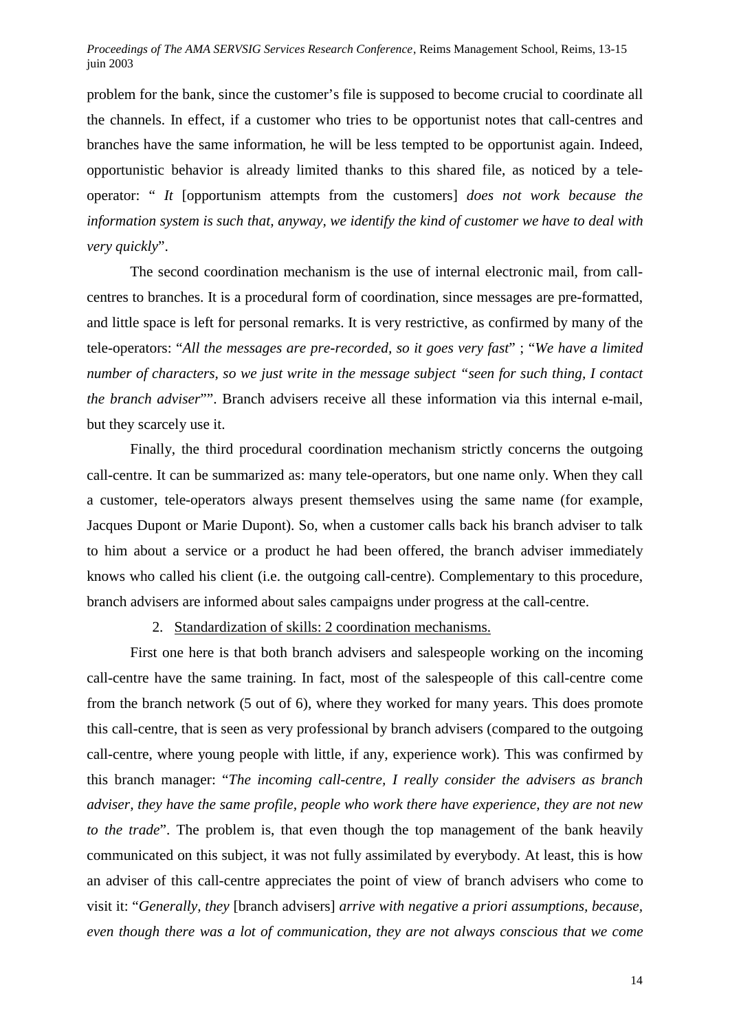problem for the bank, since the customer's file is supposed to become crucial to coordinate all the channels. In effect, if a customer who tries to be opportunist notes that call-centres and branches have the same information, he will be less tempted to be opportunist again. Indeed, opportunistic behavior is already limited thanks to this shared file, as noticed by a tele-operator: " *It* [opportunism attempts from the customers] *does not work because the information system is such that, anyway, we identify the kind of customer we have to deal with very quickly*".

The second coordination mechanism is the use of internal electronic mail, from call-centres to branches. It is a procedural form of coordination, since messages are pre-formatted, and little space is left for personal remarks. It is very restrictive, as confirmed by many of the tele-operators: "*All the messages are pre-recorded, so it goes very fast*" ; "*We have a limited number of characters, so we just write in the message subject "seen for such thing, I contact the branch adviser*"". Branch advisers receive all these information via this internal e-mail, but they scarcely use it.

Finally, the third procedural coordination mechanism strictly concerns the outgoing call-centre. It can be summarized as: many tele-operators, but one name only. When they call a customer, tele-operators always present themselves using the same name (for example, Jacques Dupont or Marie Dupont). So, when a customer calls back his branch adviser to talk to him about a service or a product he had been offered, the branch adviser immediately knows who called his client (i.e. the outgoing call-centre). Complementary to this procedure, branch advisers are informed about sales campaigns under progress at the call-centre.

2. Standardization of skills: 2 coordination mechanisms.

First one here is that both branch advisers and salespeople working on the incoming call-centre have the same training. In fact, most of the salespeople of this call-centre come from the branch network (5 out of 6), where they worked for many years. This does promote this call-centre, that is seen as very professional by branch advisers (compared to the outgoing call-centre, where young people with little, if any, experience work). This was confirmed by this branch manager: "*The incoming call-centre, I really consider the advisers as branch adviser, they have the same profile, people who work there have experience, they are not new to the trade*". The problem is, that even though the top management of the bank heavily communicated on this subject, it was not fully assimilated by everybody. At least, this is how an adviser of this call-centre appreciates the point of view of branch advisers who come to visit it: "*Generally, they* [branch advisers] *arrive with negative a priori assumptions, because, even though there was a lot of communication, they are not always conscious that we come*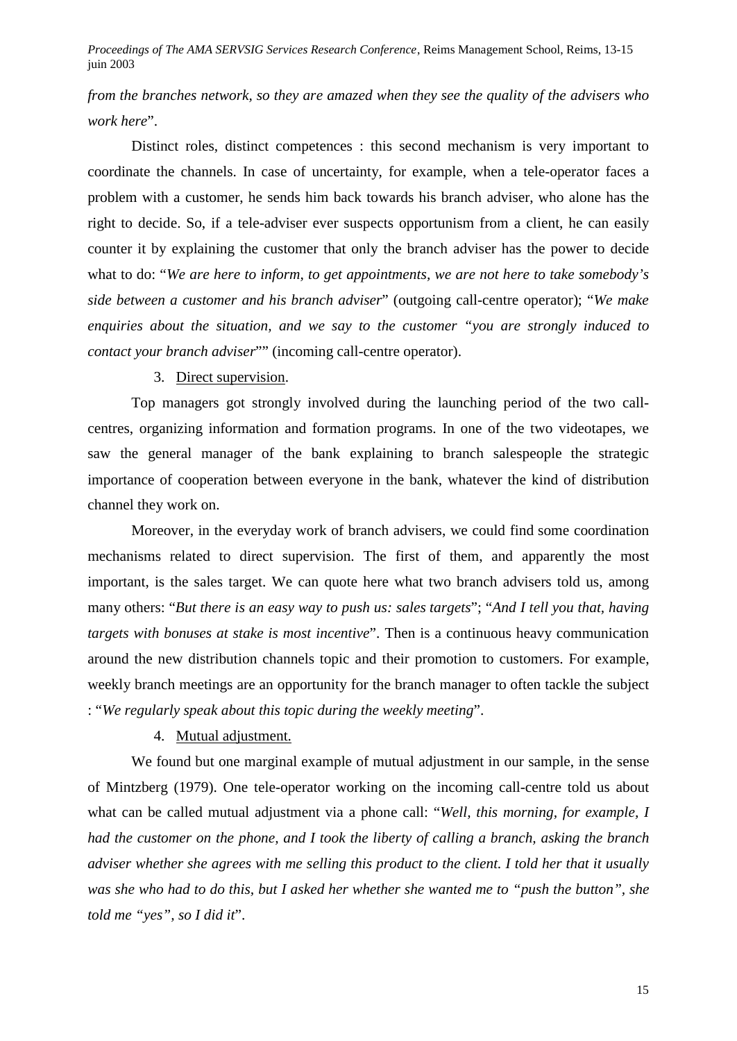*from the branches network, so they are amazed when they see the quality of the advisers who work here*".

Distinct roles, distinct competences : this second mechanism is very important to coordinate the channels. In case of uncertainty, for example, when a tele-operator faces a problem with a customer, he sends him back towards his branch adviser, who alone has the right to decide. So, if a tele-adviser ever suspects opportunism from a client, he can easily counter it by explaining the customer that only the branch adviser has the power to decide what to do: "*We are here to inform, to get appointments, we are not here to take somebody's side between a customer and his branch adviser*" (outgoing call-centre operator); "*We make enquiries about the situation, and we say to the customer "you are strongly induced to contact your branch adviser*"" (incoming call-centre operator).

3. Direct supervision.

Top managers got strongly involved during the launching period of the two call-centres, organizing information and formation programs. In one of the two videotapes, we saw the general manager of the bank explaining to branch salespeople the strategic importance of cooperation between everyone in the bank, whatever the kind of distribution channel they work on.

Moreover, in the everyday work of branch advisers, we could find some coordination mechanisms related to direct supervision. The first of them, and apparently the most important, is the sales target. We can quote here what two branch advisers told us, among many others: "*But there is an easy way to push us: sales targets*"; "*And I tell you that, having targets with bonuses at stake is most incentive*". Then is a continuous heavy communication around the new distribution channels topic and their promotion to customers. For example, weekly branch meetings are an opportunity for the branch manager to often tackle the subject : "*We regularly speak about this topic during the weekly meeting*".

4. Mutual adjustment.

We found but one marginal example of mutual adjustment in our sample, in the sense of Mintzberg (1979). One tele-operator working on the incoming call-centre told us about what can be called mutual adjustment via a phone call: "*Well, this morning, for example, I had the customer on the phone, and I took the liberty of calling a branch, asking the branch adviser whether she agrees with me selling this product to the client. I told her that it usually was she who had to do this, but I asked her whether she wanted me to "push the button", she told me "yes", so I did it*".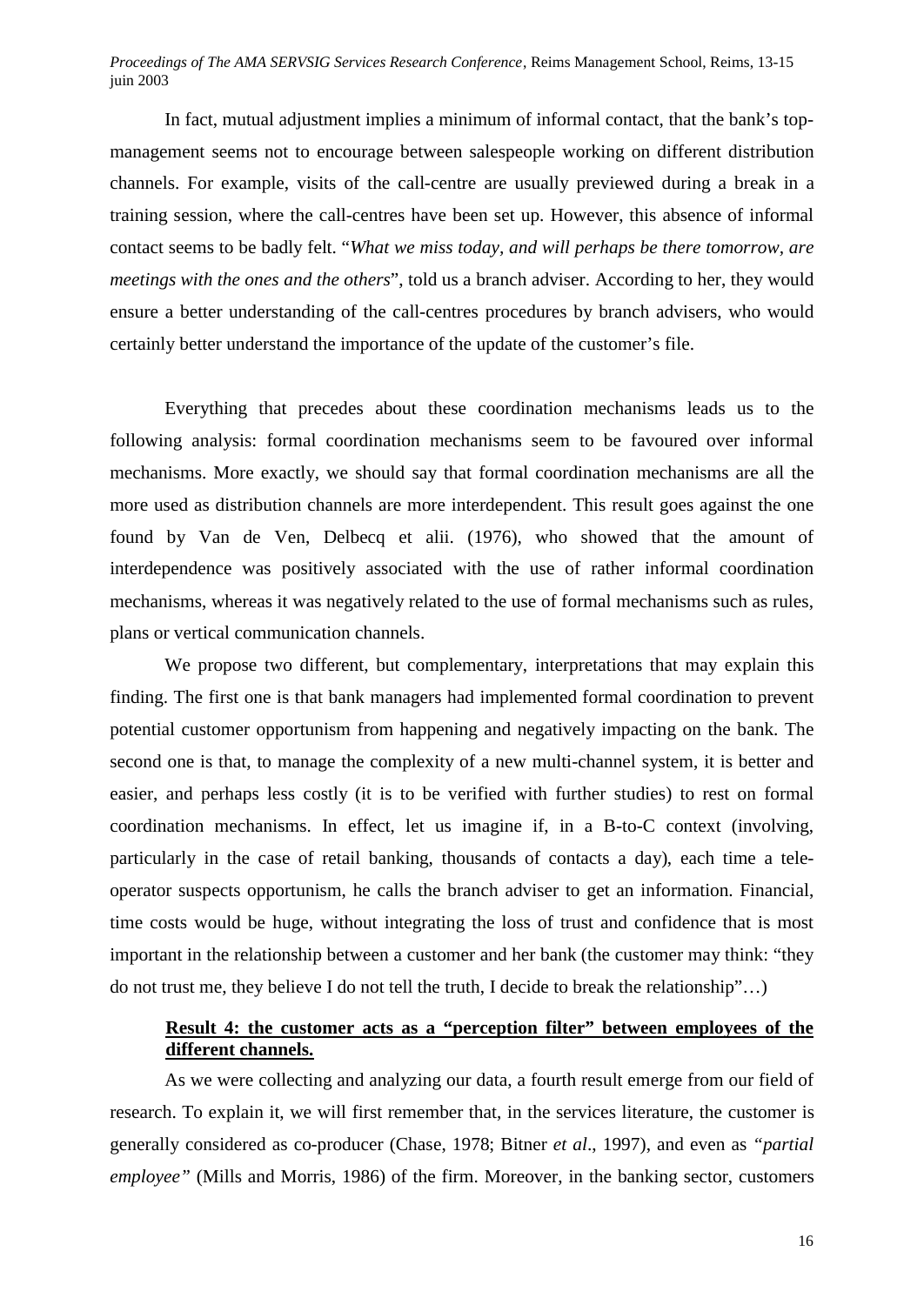In fact, mutual adjustment implies a minimum of informal contact, that the bank's top-management seems not to encourage between salespeople working on different distribution channels. For example, visits of the call-centre are usually previewed during a break in a training session, where the call-centres have been set up. However, this absence of informal contact seems to be badly felt. "*What we miss today, and will perhaps be there tomorrow, are meetings with the ones and the others*", told us a branch adviser. According to her, they would ensure a better understanding of the call-centres procedures by branch advisers, who would certainly better understand the importance of the update of the customer's file.

Everything that precedes about these coordination mechanisms leads us to the following analysis: formal coordination mechanisms seem to be favoured over informal mechanisms. More exactly, we should say that formal coordination mechanisms are all the more used as distribution channels are more interdependent. This result goes against the one found by Van de Ven, Delbecq et alii. (1976), who showed that the amount of interdependence was positively associated with the use of rather informal coordination mechanisms, whereas it was negatively related to the use of formal mechanisms such as rules, plans or vertical communication channels.

We propose two different, but complementary, interpretations that may explain this finding. The first one is that bank managers had implemented formal coordination to prevent potential customer opportunism from happening and negatively impacting on the bank. The second one is that, to manage the complexity of a new multi-channel system, it is better and easier, and perhaps less costly (it is to be verified with further studies) to rest on formal coordination mechanisms. In effect, let us imagine if, in a B-to-C context (involving, particularly in the case of retail banking, thousands of contacts a day), each time a tele-operator suspects opportunism, he calls the branch adviser to get an information. Financial, time costs would be huge, without integrating the loss of trust and confidence that is most important in the relationship between a customer and her bank (the customer may think: "they do not trust me, they believe I do not tell the truth, I decide to break the relationship"…)

**Result 4: the customer acts as a "perception filter" between employees of the different channels.**

As we were collecting and analyzing our data, a fourth result emerge from our field of research. To explain it, we will first remember that, in the services literature, the customer is generally considered as co-producer (Chase, 1978; Bitner *et al*., 1997), and even as *"partial employee"* (Mills and Morris, 1986) of the firm. Moreover, in the banking sector, customers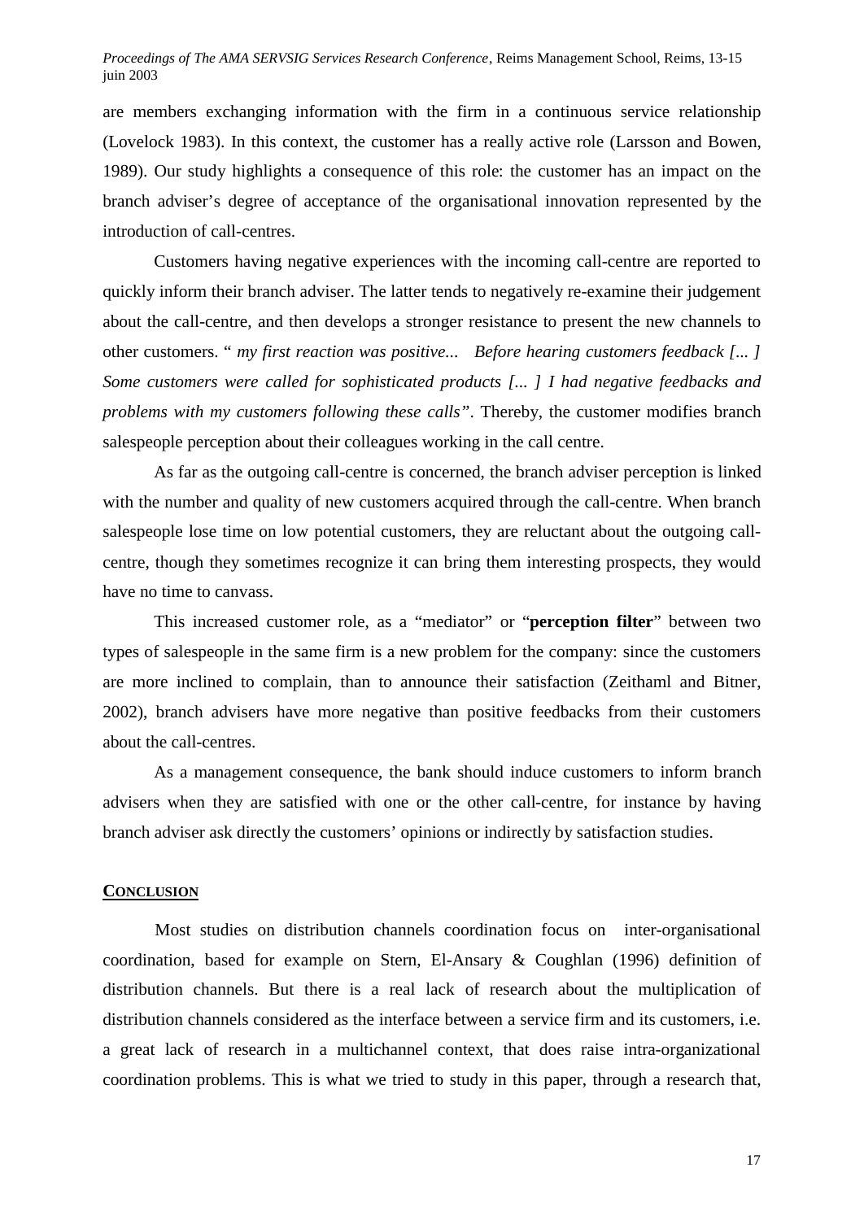are members exchanging information with the firm in a continuous service relationship (Lovelock 1983). In this context, the customer has a really active role (Larsson and Bowen, 1989). Our study highlights a consequence of this role: the customer has an impact on the branch adviser's degree of acceptance of the organisational innovation represented by the introduction of call-centres.

Customers having negative experiences with the incoming call-centre are reported to quickly inform their branch adviser. The latter tends to negatively re-examine their judgement about the call-centre, and then develops a stronger resistance to present the new channels to other customers. " *my first reaction was positive... Before hearing customers feedback [... ] Some customers were called for sophisticated products [... ] I had negative feedbacks and problems with my customers following these calls"*. Thereby, the customer modifies branch salespeople perception about their colleagues working in the call centre.

As far as the outgoing call-centre is concerned, the branch adviser perception is linked with the number and quality of new customers acquired through the call-centre. When branch salespeople lose time on low potential customers, they are reluctant about the outgoing call-centre, though they sometimes recognize it can bring them interesting prospects, they would have no time to canvass.

This increased customer role, as a "mediator" or "**perception filter**" between two types of salespeople in the same firm is a new problem for the company: since the customers are more inclined to complain, than to announce their satisfaction (Zeithaml and Bitner, 2002), branch advisers have more negative than positive feedbacks from their customers about the call-centres.

As a management consequence, the bank should induce customers to inform branch advisers when they are satisfied with one or the other call-centre, for instance by having branch adviser ask directly the customers' opinions or indirectly by satisfaction studies.

## CONCLUSION

Most studies on distribution channels coordination focus on inter-organisational coordination, based for example on Stern, El-Ansary & Coughlan (1996) definition of distribution channels. But there is a real lack of research about the multiplication of distribution channels considered as the interface between a service firm and its customers, i.e. a great lack of research in a multichannel context, that does raise intra-organizational coordination problems. This is what we tried to study in this paper, through a research that,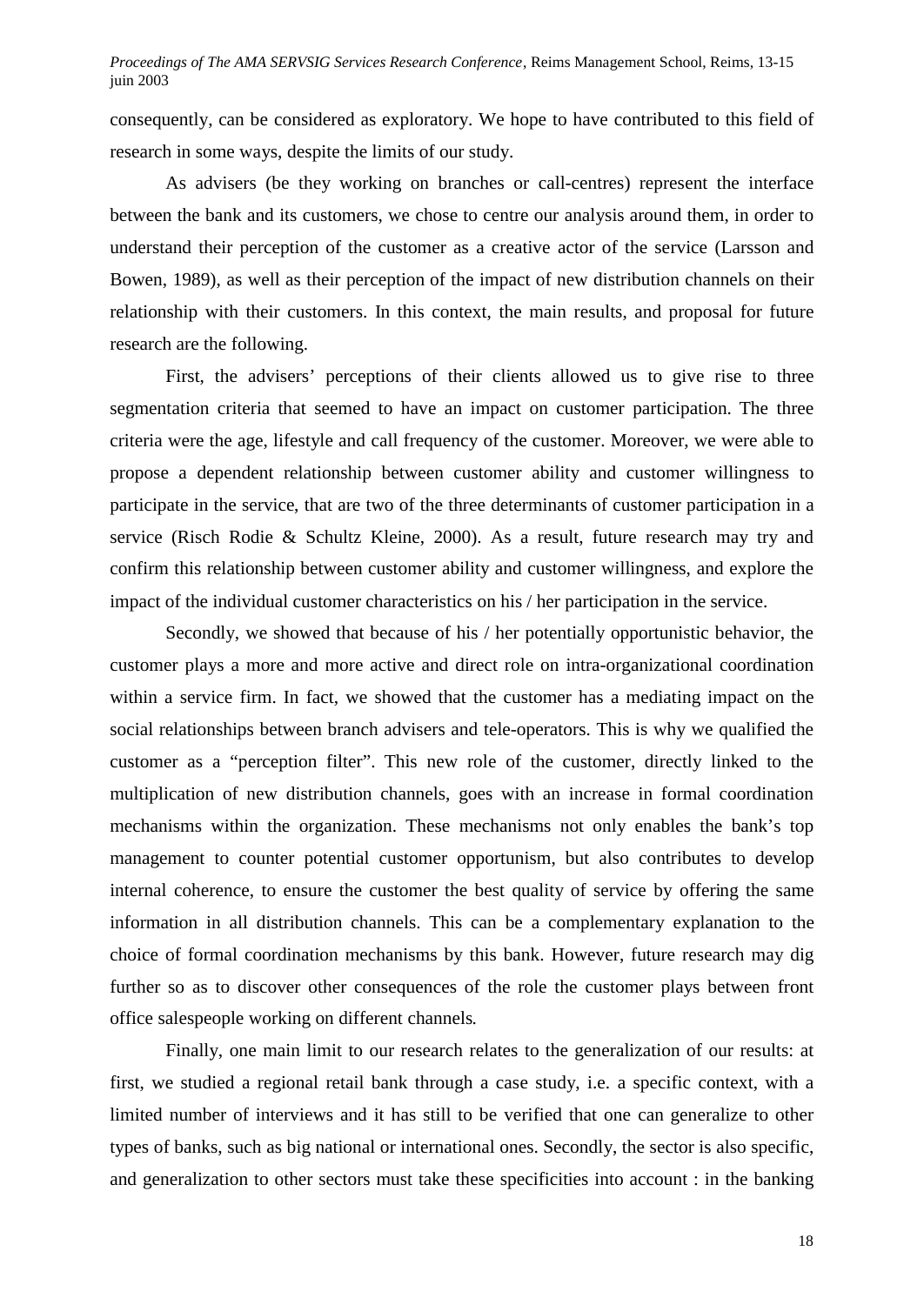consequently, can be considered as exploratory. We hope to have contributed to this field of research in some ways, despite the limits of our study.

As advisers (be they working on branches or call-centres) represent the interface between the bank and its customers, we chose to centre our analysis around them, in order to understand their perception of the customer as a creative actor of the service (Larsson and Bowen, 1989), as well as their perception of the impact of new distribution channels on their relationship with their customers. In this context, the main results, and proposal for future research are the following.

First, the advisers' perceptions of their clients allowed us to give rise to three segmentation criteria that seemed to have an impact on customer participation. The three criteria were the age, lifestyle and call frequency of the customer. Moreover, we were able to propose a dependent relationship between customer ability and customer willingness to participate in the service, that are two of the three determinants of customer participation in a service (Risch Rodie & Schultz Kleine, 2000). As a result, future research may try and confirm this relationship between customer ability and customer willingness, and explore the impact of the individual customer characteristics on his / her participation in the service.

Secondly, we showed that because of his / her potentially opportunistic behavior, the customer plays a more and more active and direct role on intra-organizational coordination within a service firm. In fact, we showed that the customer has a mediating impact on the social relationships between branch advisers and tele-operators. This is why we qualified the customer as a "perception filter". This new role of the customer, directly linked to the multiplication of new distribution channels, goes with an increase in formal coordination mechanisms within the organization. These mechanisms not only enables the bank's top management to counter potential customer opportunism, but also contributes to develop internal coherence, to ensure the customer the best quality of service by offering the same information in all distribution channels. This can be a complementary explanation to the choice of formal coordination mechanisms by this bank. However, future research may dig further so as to discover other consequences of the role the customer plays between front office salespeople working on different channels.

Finally, one main limit to our research relates to the generalization of our results: at first, we studied a regional retail bank through a case study, i.e. a specific context, with a limited number of interviews and it has still to be verified that one can generalize to other types of banks, such as big national or international ones. Secondly, the sector is also specific, and generalization to other sectors must take these specificities into account : in the banking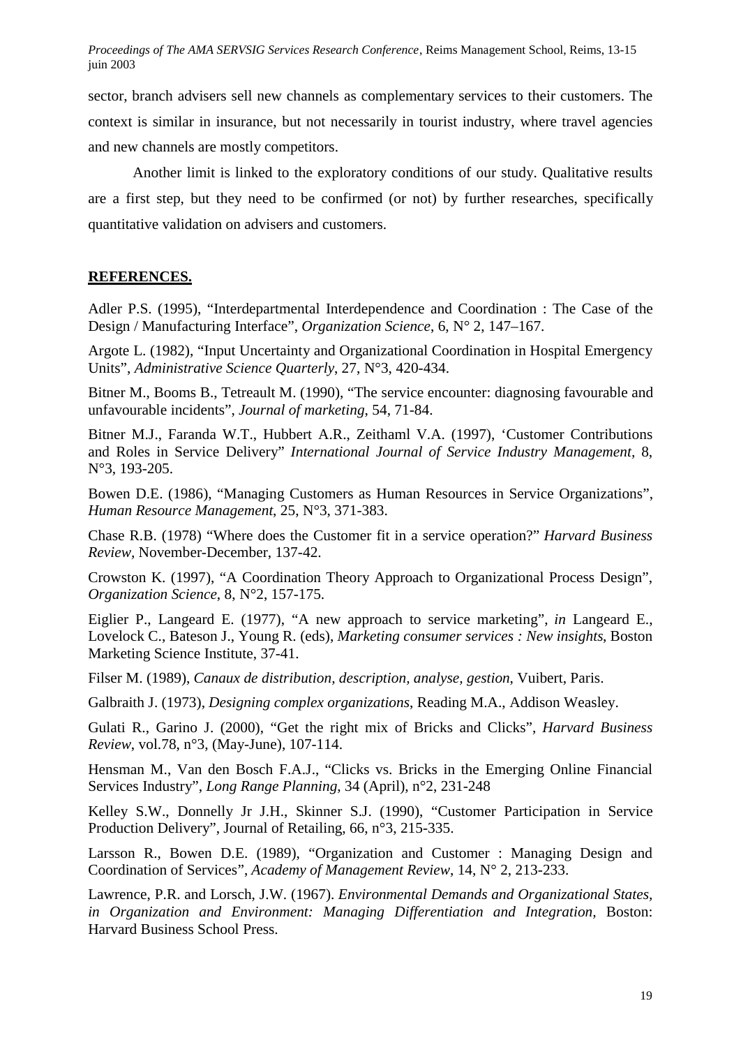sector, branch advisers sell new channels as complementary services to their customers. The context is similar in insurance, but not necessarily in tourist industry, where travel agencies and new channels are mostly competitors.

Another limit is linked to the exploratory conditions of our study. Qualitative results are a first step, but they need to be confirmed (or not) by further researches, specifically quantitative validation on advisers and customers.

## REFERENCES.

Adler P.S. (1995), "Interdepartmental Interdependence and Coordination : The Case of the Design / Manufacturing Interface", *Organization Science*, 6, N° 2, 147–167.

Argote L. (1982), "Input Uncertainty and Organizational Coordination in Hospital Emergency Units", *Administrative Science Quarterly*, 27, N°3, 420-434.

Bitner M., Booms B., Tetreault M. (1990), "The service encounter: diagnosing favourable and unfavourable incidents", *Journal of marketing*, 54, 71-84.

Bitner M.J., Faranda W.T., Hubbert A.R., Zeithaml V.A. (1997), 'Customer Contributions and Roles in Service Delivery" *International Journal of Service Industry Management*, 8, N°3, 193-205.

Bowen D.E. (1986), "Managing Customers as Human Resources in Service Organizations", *Human Resource Management*, 25, N°3, 371-383.

Chase R.B. (1978) "Where does the Customer fit in a service operation?" *Harvard Business Review*, November-December, 137-42.

Crowston K. (1997), "A Coordination Theory Approach to Organizational Process Design", *Organization Science*, 8, N°2, 157-175.

Eiglier P., Langeard E. (1977), "A new approach to service marketing", *in* Langeard E., Lovelock C., Bateson J., Young R. (eds), *Marketing consumer services : New insights*, Boston Marketing Science Institute, 37-41.

Filser M. (1989), *Canaux de distribution, description, analyse, gestion*, Vuibert, Paris.

Galbraith J. (1973), *Designing complex organizations*, Reading M.A., Addison Weasley.

Gulati R., Garino J. (2000), "Get the right mix of Bricks and Clicks", *Harvard Business Review*, vol.78, n°3, (May-June), 107-114.

Hensman M., Van den Bosch F.A.J., "Clicks vs. Bricks in the Emerging Online Financial Services Industry", *Long Range Planning*, 34 (April), n°2, 231-248

Kelley S.W., Donnelly Jr J.H., Skinner S.J. (1990), "Customer Participation in Service Production Delivery", Journal of Retailing, 66, n°3, 215-335.

Larsson R., Bowen D.E. (1989), "Organization and Customer : Managing Design and Coordination of Services", *Academy of Management Review*, 14, N° 2, 213-233.

Lawrence, P.R. and Lorsch, J.W. (1967). *Environmental Demands and Organizational States, in Organization and Environment: Managing Differentiation and Integration*, Boston: Harvard Business School Press.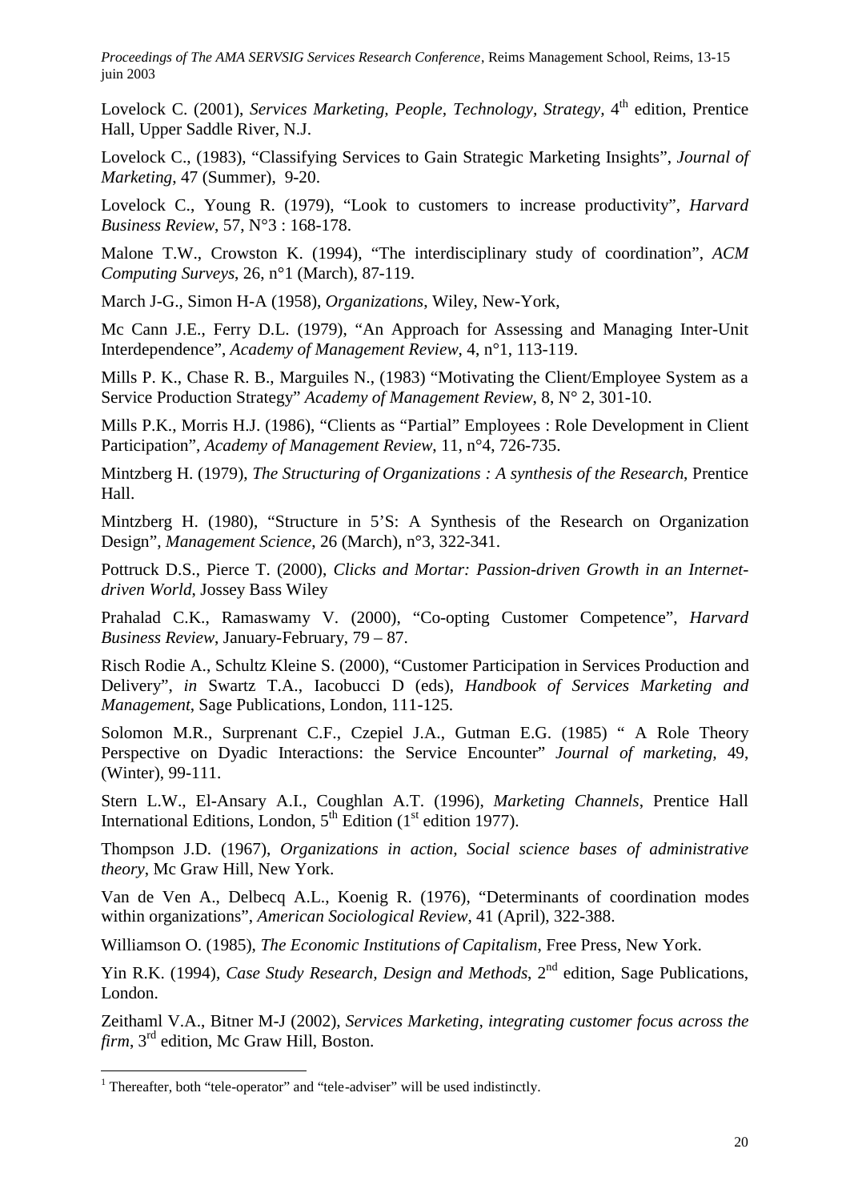Lovelock C. (2001), *Services Marketing, People, Technology, Strategy*, 4th edition, Prentice Hall, Upper Saddle River, N.J.

Lovelock C., (1983), "Classifying Services to Gain Strategic Marketing Insights", *Journal of Marketing*, 47 (Summer), 9-20.

Lovelock C., Young R. (1979), "Look to customers to increase productivity", *Harvard Business Review*, 57, N°3 : 168-178.

Malone T.W., Crowston K. (1994), "The interdisciplinary study of coordination", *ACM Computing Surveys*, 26, n°1 (March), 87-119.

March J-G., Simon H-A (1958), *Organizations*, Wiley, New-York,

Mc Cann J.E., Ferry D.L. (1979), "An Approach for Assessing and Managing Inter-Unit Interdependence", *Academy of Management Review*, 4, n°1, 113-119.

Mills P. K., Chase R. B., Marguiles N., (1983) "Motivating the Client/Employee System as a Service Production Strategy" *Academy of Management Review*, 8, N° 2, 301-10.

Mills P.K., Morris H.J. (1986), "Clients as "Partial" Employees : Role Development in Client Participation", *Academy of Management Review*, 11, n°4, 726-735.

Mintzberg H. (1979), *The Structuring of Organizations : A synthesis of the Research*, Prentice Hall.

Mintzberg H. (1980), "Structure in 5'S: A Synthesis of the Research on Organization Design", *Management Science*, 26 (March), n°3, 322-341.

Pottruck D.S., Pierce T. (2000), *Clicks and Mortar: Passion-driven Growth in an Internet-driven World*, Jossey Bass Wiley

Prahalad C.K., Ramaswamy V. (2000), "Co-opting Customer Competence", *Harvard Business Review*, January-February, 79 – 87.

Risch Rodie A., Schultz Kleine S. (2000), "Customer Participation in Services Production and Delivery", *in* Swartz T.A., Iacobucci D (eds), *Handbook of Services Marketing and Management*, Sage Publications, London, 111-125.

Solomon M.R., Surprenant C.F., Czepiel J.A., Gutman E.G. (1985) " A Role Theory Perspective on Dyadic Interactions: the Service Encounter" *Journal of marketing*, 49, (Winter), 99-111.

Stern L.W., El-Ansary A.I., Coughlan A.T. (1996), *Marketing Channels*, Prentice Hall International Editions, London, 5th Edition (1st edition 1977).

Thompson J.D. (1967), *Organizations in action, Social science bases of administrative theory*, Mc Graw Hill, New York.

Van de Ven A., Delbecq A.L., Koenig R. (1976), "Determinants of coordination modes within organizations", *American Sociological Review*, 41 (April), 322-388.

Williamson O. (1985), *The Economic Institutions of Capitalism*, Free Press, New York.

Yin R.K. (1994), *Case Study Research, Design and Methods*, 2nd edition, Sage Publications, London.

Zeithaml V.A., Bitner M-J (2002), *Services Marketing, integrating customer focus across the firm*, 3rd edition, Mc Graw Hill, Boston.

---

[1] Thereafter, both "tele-operator" and "tele-adviser" will be used indistinctly.